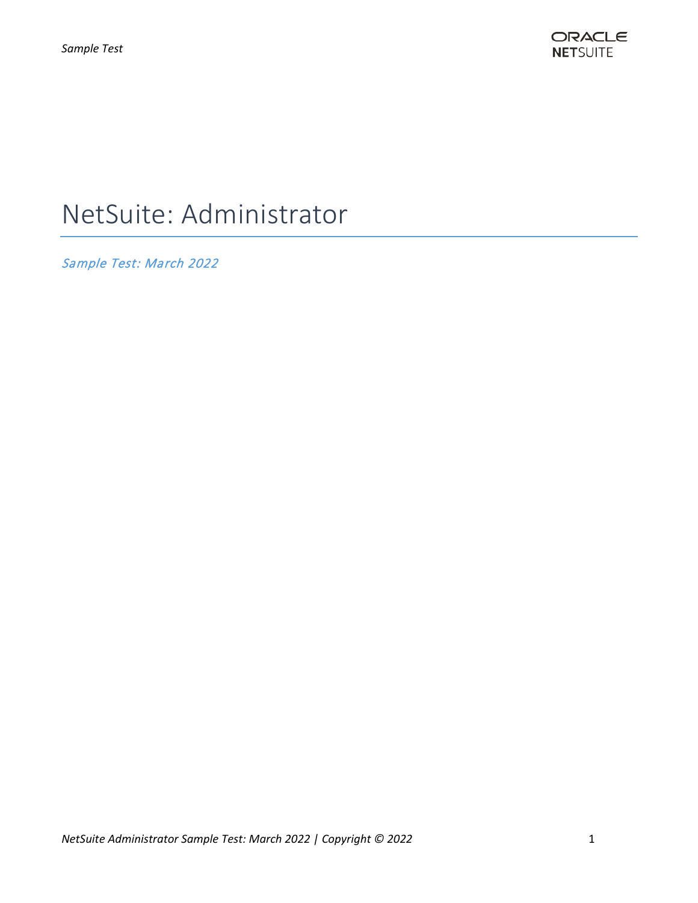# NetSuite: Administrator

*Sample Test: March 2022*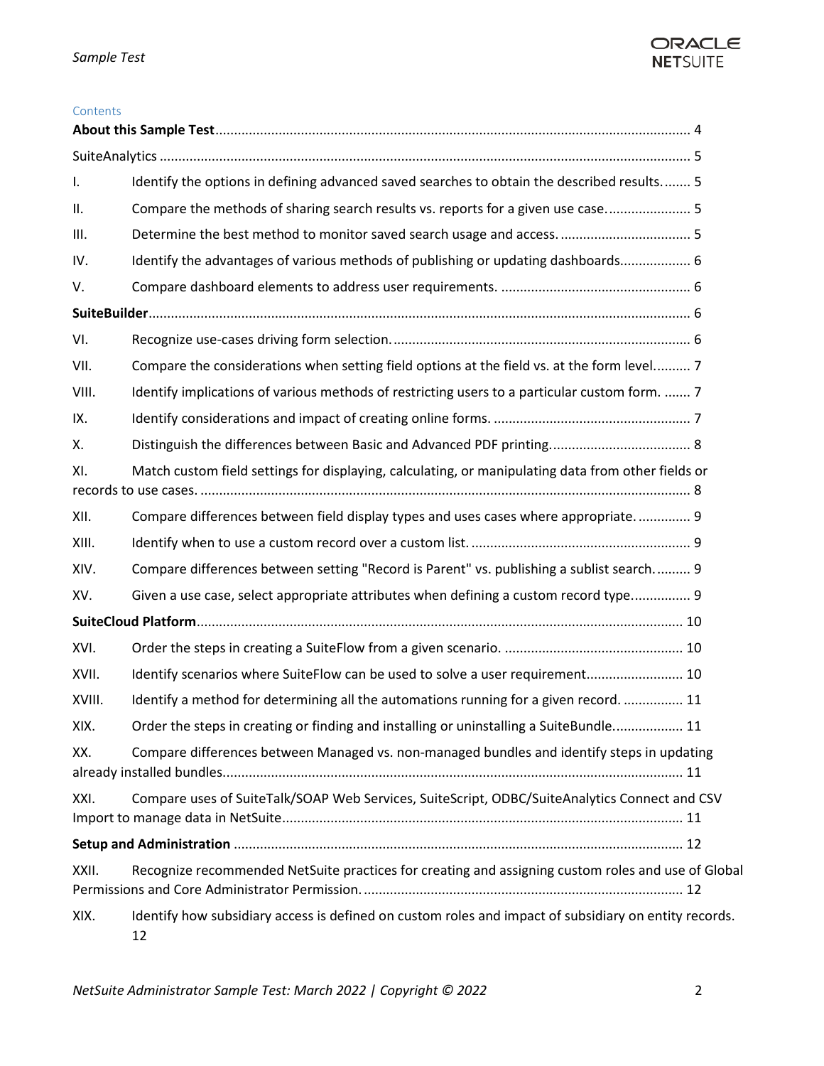Contents

**About this Sample Test** ..... 4

SuiteAnalytics ..... 5

I. Identify the options in defining advanced saved searches to obtain the described results. ..... 5

II. Compare the methods of sharing search results vs. reports for a given use case. ..... 5

III. Determine the best method to monitor saved search usage and access. ..... 5

IV. Identify the advantages of various methods of publishing or updating dashboards. ..... 6

V. Compare dashboard elements to address user requirements. ..... 6

**SuiteBuilder** ..... 6

VI. Recognize use-cases driving form selection. ..... 6

VII. Compare the considerations when setting field options at the field vs. at the form level. ..... 7

VIII. Identify implications of various methods of restricting users to a particular custom form. ..... 7

IX. Identify considerations and impact of creating online forms. ..... 7

X. Distinguish the differences between Basic and Advanced PDF printing. ..... 8

XI. Match custom field settings for displaying, calculating, or manipulating data from other fields or records to use cases. ..... 8

XII. Compare differences between field display types and uses cases where appropriate. ..... 9

XIII. Identify when to use a custom record over a custom list. ..... 9

XIV. Compare differences between setting "Record is Parent" vs. publishing a sublist search. ..... 9

XV. Given a use case, select appropriate attributes when defining a custom record type. ..... 9

**SuiteCloud Platform** ..... 10

XVI. Order the steps in creating a SuiteFlow from a given scenario. ..... 10

XVII. Identify scenarios where SuiteFlow can be used to solve a user requirement. ..... 10

XVIII. Identify a method for determining all the automations running for a given record. ..... 11

XIX. Order the steps in creating or finding and installing or uninstalling a SuiteBundle. ..... 11

XX. Compare differences between Managed vs. non-managed bundles and identify steps in updating already installed bundles. ..... 11

XXI. Compare uses of SuiteTalk/SOAP Web Services, SuiteScript, ODBC/SuiteAnalytics Connect and CSV Import to manage data in NetSuite ..... 11

**Setup and Administration** ..... 12

XXII. Recognize recommended NetSuite practices for creating and assigning custom roles and use of Global Permissions and Core Administrator Permission. ..... 12

XIX. Identify how subsidiary access is defined on custom roles and impact of subsidiary on entity records. 12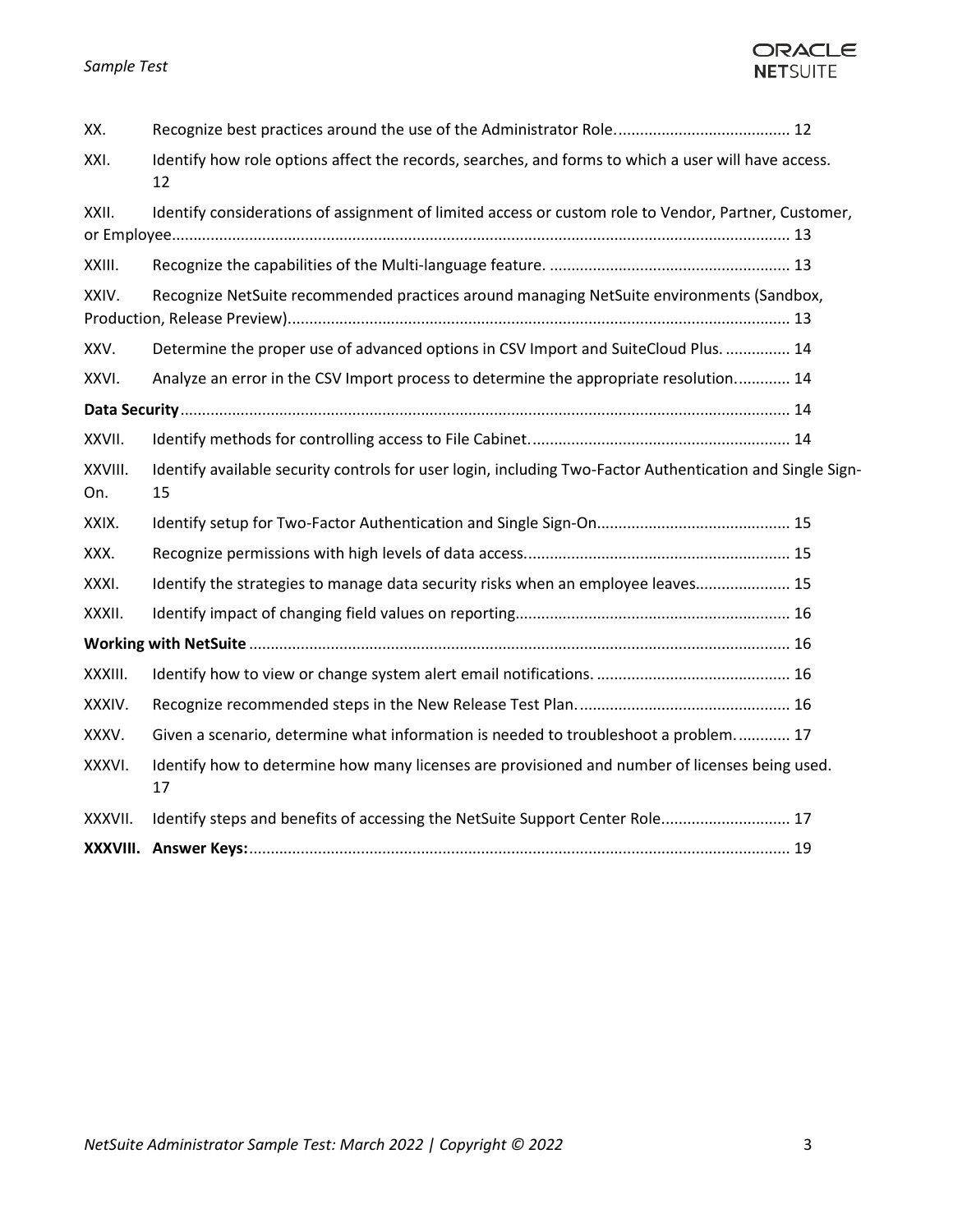XX. Recognize best practices around the use of the Administrator Role. 12

XXI. Identify how role options affect the records, searches, and forms to which a user will have access. 12

XXII. Identify considerations of assignment of limited access or custom role to Vendor, Partner, Customer, or Employee. 13

XXIII. Recognize the capabilities of the Multi-language feature. 13

XXIV. Recognize NetSuite recommended practices around managing NetSuite environments (Sandbox, Production, Release Preview). 13

XXV. Determine the proper use of advanced options in CSV Import and SuiteCloud Plus. 14

XXVI. Analyze an error in the CSV Import process to determine the appropriate resolution. 14

**Data Security** 14

XXVII. Identify methods for controlling access to File Cabinet. 14

XXVIII. Identify available security controls for user login, including Two-Factor Authentication and Single Sign-On. 15

XXIX. Identify setup for Two-Factor Authentication and Single Sign-On. 15

XXX. Recognize permissions with high levels of data access. 15

XXXI. Identify the strategies to manage data security risks when an employee leaves. 15

XXXII. Identify impact of changing field values on reporting. 16

**Working with NetSuite** 16

XXXIII. Identify how to view or change system alert email notifications. 16

XXXIV. Recognize recommended steps in the New Release Test Plan. 16

XXXV. Given a scenario, determine what information is needed to troubleshoot a problem. 17

XXXVI. Identify how to determine how many licenses are provisioned and number of licenses being used. 17

XXXVII. Identify steps and benefits of accessing the NetSuite Support Center Role. 17

**XXXVIII. Answer Keys:** 19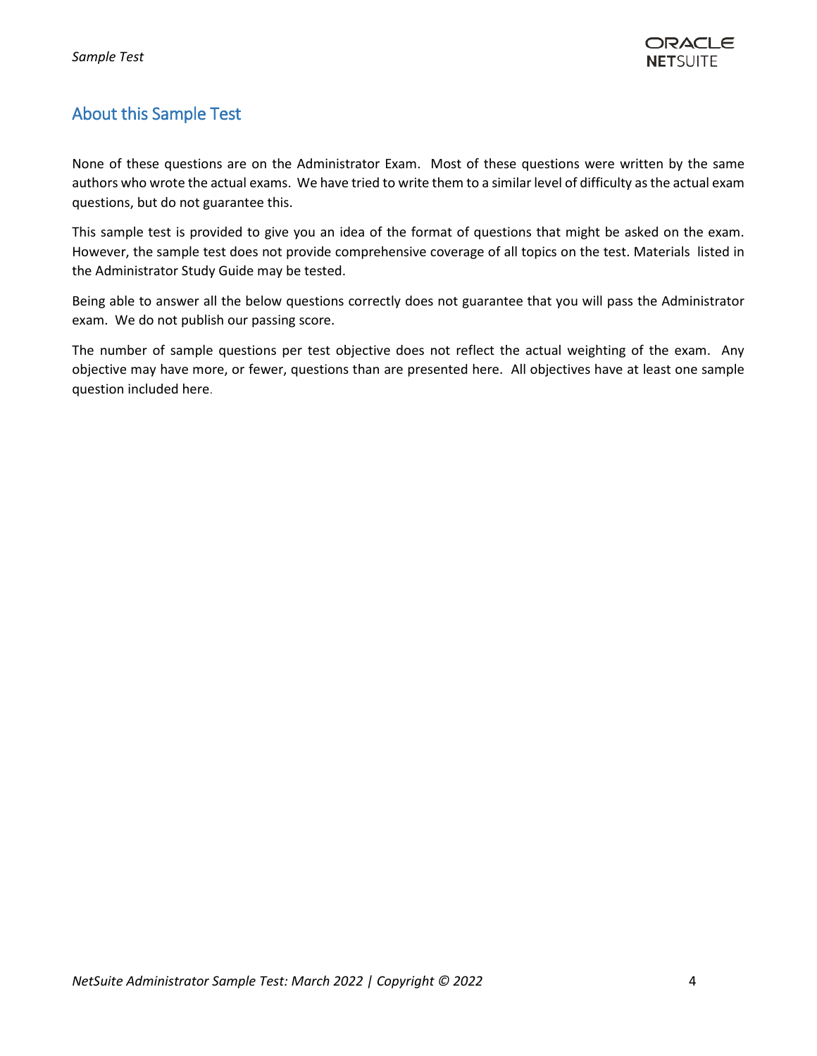## About this Sample Test

None of these questions are on the Administrator Exam. Most of these questions were written by the same authors who wrote the actual exams. We have tried to write them to a similar level of difficulty as the actual exam questions, but do not guarantee this.

This sample test is provided to give you an idea of the format of questions that might be asked on the exam. However, the sample test does not provide comprehensive coverage of all topics on the test. Materials listed in the Administrator Study Guide may be tested.

Being able to answer all the below questions correctly does not guarantee that you will pass the Administrator exam. We do not publish our passing score.

The number of sample questions per test objective does not reflect the actual weighting of the exam. Any objective may have more, or fewer, questions than are presented here. All objectives have at least one sample question included here.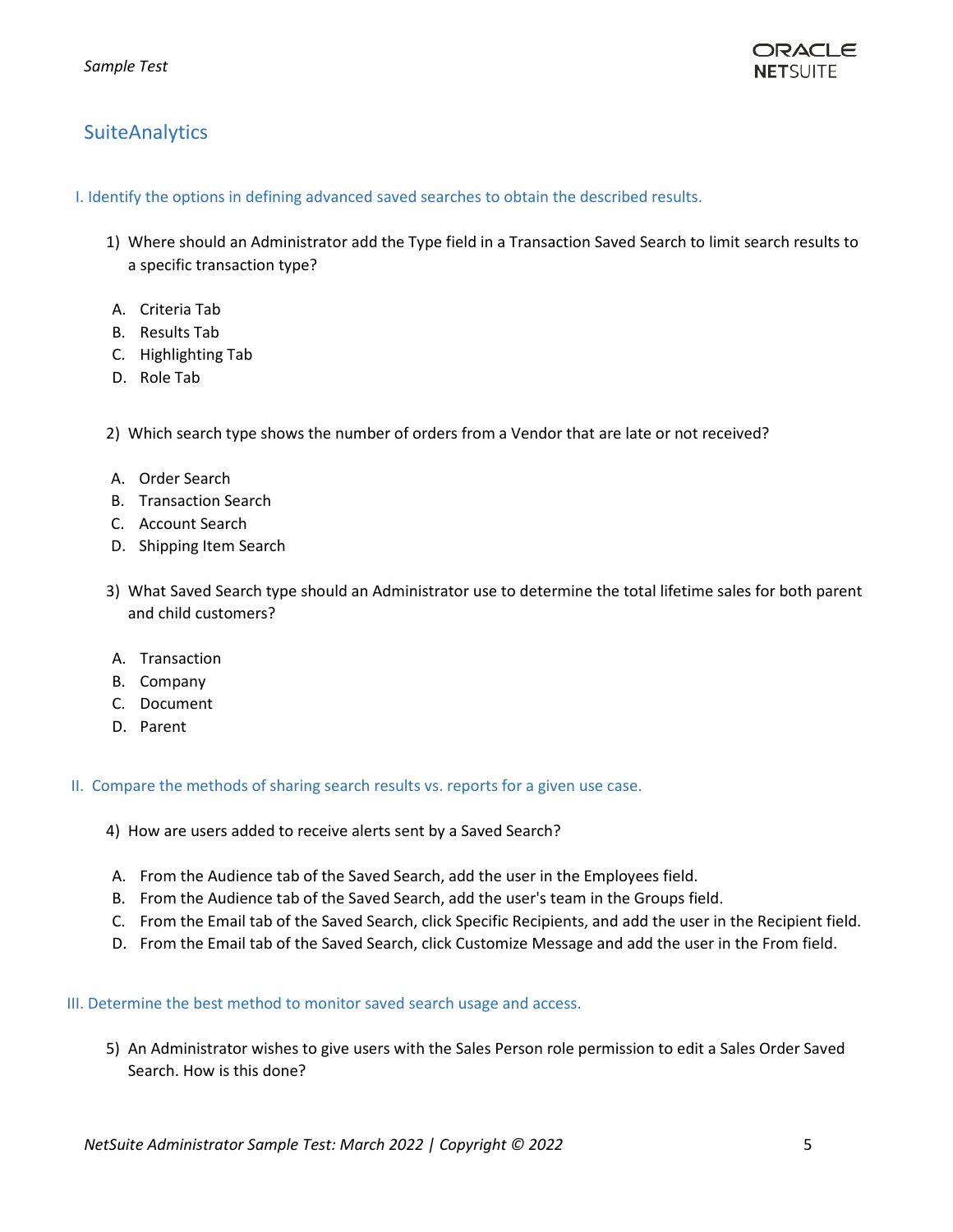## SuiteAnalytics

### I. Identify the options in defining advanced saved searches to obtain the described results.

1) Where should an Administrator add the Type field in a Transaction Saved Search to limit search results to a specific transaction type?

   A. Criteria Tab
   B. Results Tab
   C. Highlighting Tab
   D. Role Tab

2) Which search type shows the number of orders from a Vendor that are late or not received?

   A. Order Search
   B. Transaction Search
   C. Account Search
   D. Shipping Item Search

3) What Saved Search type should an Administrator use to determine the total lifetime sales for both parent and child customers?

   A. Transaction
   B. Company
   C. Document
   D. Parent

### II. Compare the methods of sharing search results vs. reports for a given use case.

4) How are users added to receive alerts sent by a Saved Search?

   A. From the Audience tab of the Saved Search, add the user in the Employees field.
   B. From the Audience tab of the Saved Search, add the user's team in the Groups field.
   C. From the Email tab of the Saved Search, click Specific Recipients, and add the user in the Recipient field.
   D. From the Email tab of the Saved Search, click Customize Message and add the user in the From field.

### III. Determine the best method to monitor saved search usage and access.

5) An Administrator wishes to give users with the Sales Person role permission to edit a Sales Order Saved Search. How is this done?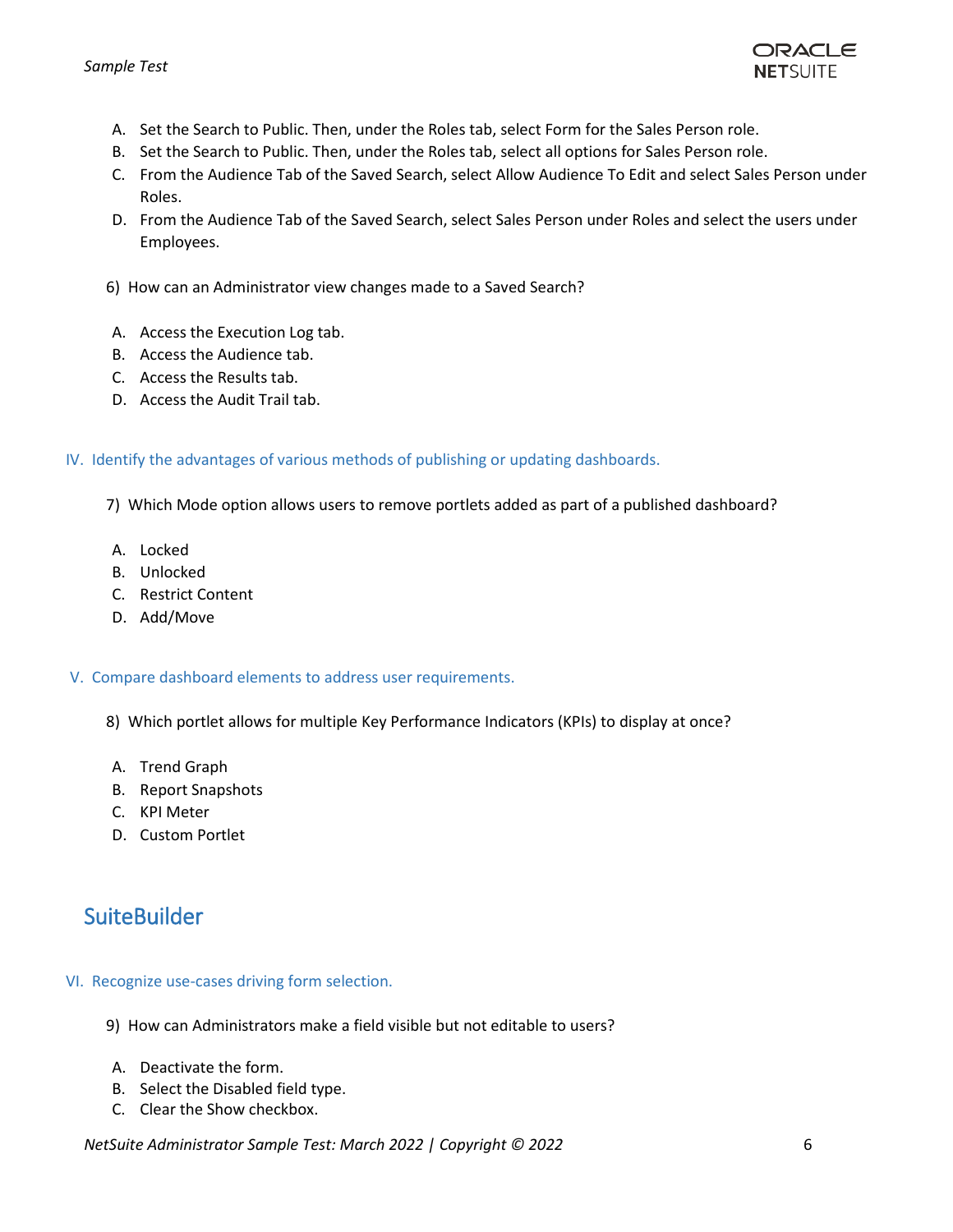A. Set the Search to Public. Then, under the Roles tab, select Form for the Sales Person role.
B. Set the Search to Public. Then, under the Roles tab, select all options for Sales Person role.
C. From the Audience Tab of the Saved Search, select Allow Audience To Edit and select Sales Person under Roles.
D. From the Audience Tab of the Saved Search, select Sales Person under Roles and select the users under Employees.

6) How can an Administrator view changes made to a Saved Search?

A. Access the Execution Log tab.
B. Access the Audience tab.
C. Access the Results tab.
D. Access the Audit Trail tab.

### IV. Identify the advantages of various methods of publishing or updating dashboards.

7) Which Mode option allows users to remove portlets added as part of a published dashboard?

A. Locked
B. Unlocked
C. Restrict Content
D. Add/Move

### V. Compare dashboard elements to address user requirements.

8) Which portlet allows for multiple Key Performance Indicators (KPIs) to display at once?

A. Trend Graph
B. Report Snapshots
C. KPI Meter
D. Custom Portlet

## SuiteBuilder

### VI. Recognize use-cases driving form selection.

9) How can Administrators make a field visible but not editable to users?

A. Deactivate the form.
B. Select the Disabled field type.
C. Clear the Show checkbox.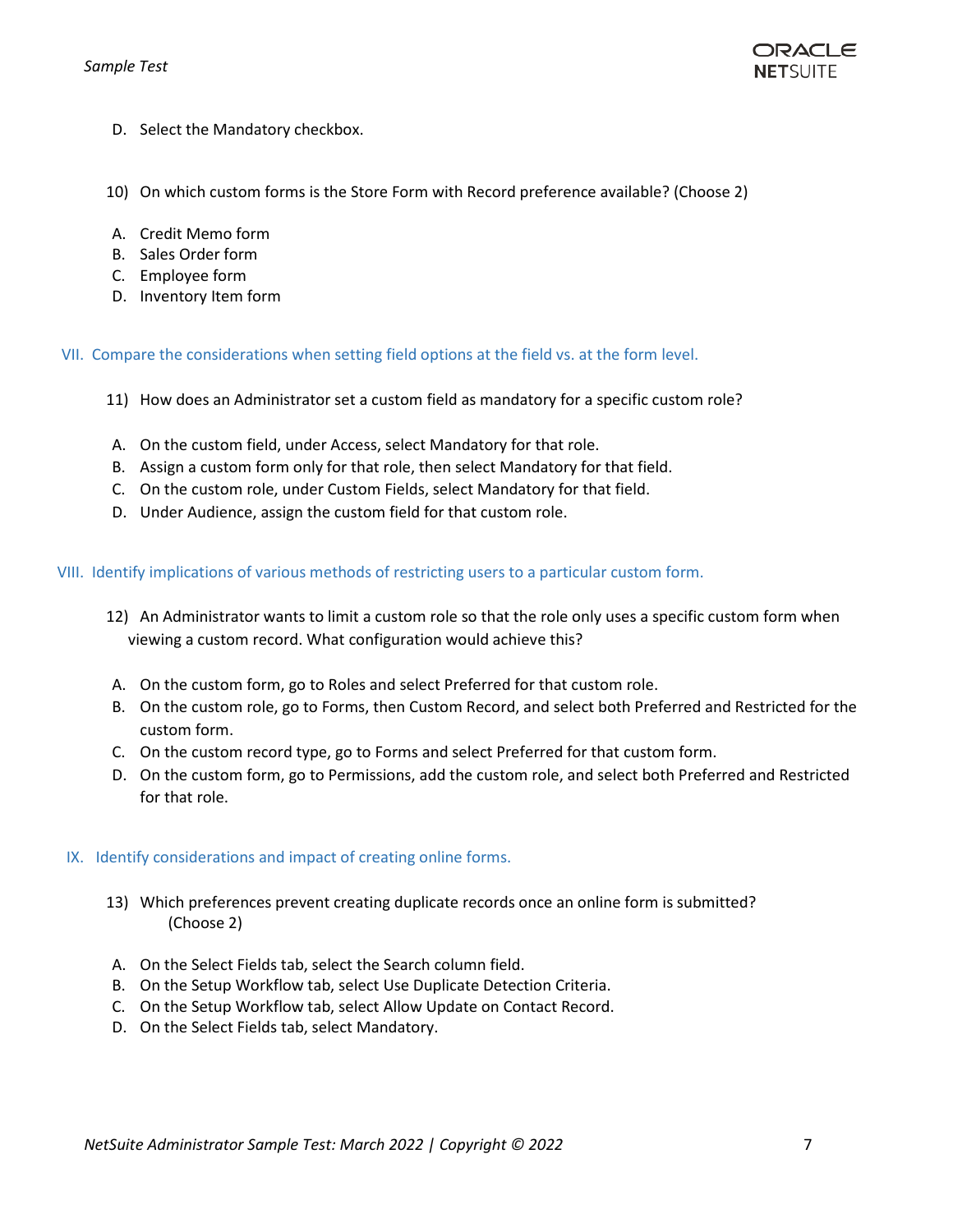D. Select the Mandatory checkbox.

10) On which custom forms is the Store Form with Record preference available? (Choose 2)

A. Credit Memo form
B. Sales Order form
C. Employee form
D. Inventory Item form

## VII. Compare the considerations when setting field options at the field vs. at the form level.

11) How does an Administrator set a custom field as mandatory for a specific custom role?

A. On the custom field, under Access, select Mandatory for that role.
B. Assign a custom form only for that role, then select Mandatory for that field.
C. On the custom role, under Custom Fields, select Mandatory for that field.
D. Under Audience, assign the custom field for that custom role.

## VIII. Identify implications of various methods of restricting users to a particular custom form.

12) An Administrator wants to limit a custom role so that the role only uses a specific custom form when viewing a custom record. What configuration would achieve this?

A. On the custom form, go to Roles and select Preferred for that custom role.
B. On the custom role, go to Forms, then Custom Record, and select both Preferred and Restricted for the custom form.
C. On the custom record type, go to Forms and select Preferred for that custom form.
D. On the custom form, go to Permissions, add the custom role, and select both Preferred and Restricted for that role.

## IX. Identify considerations and impact of creating online forms.

13) Which preferences prevent creating duplicate records once an online form is submitted? (Choose 2)

A. On the Select Fields tab, select the Search column field.
B. On the Setup Workflow tab, select Use Duplicate Detection Criteria.
C. On the Setup Workflow tab, select Allow Update on Contact Record.
D. On the Select Fields tab, select Mandatory.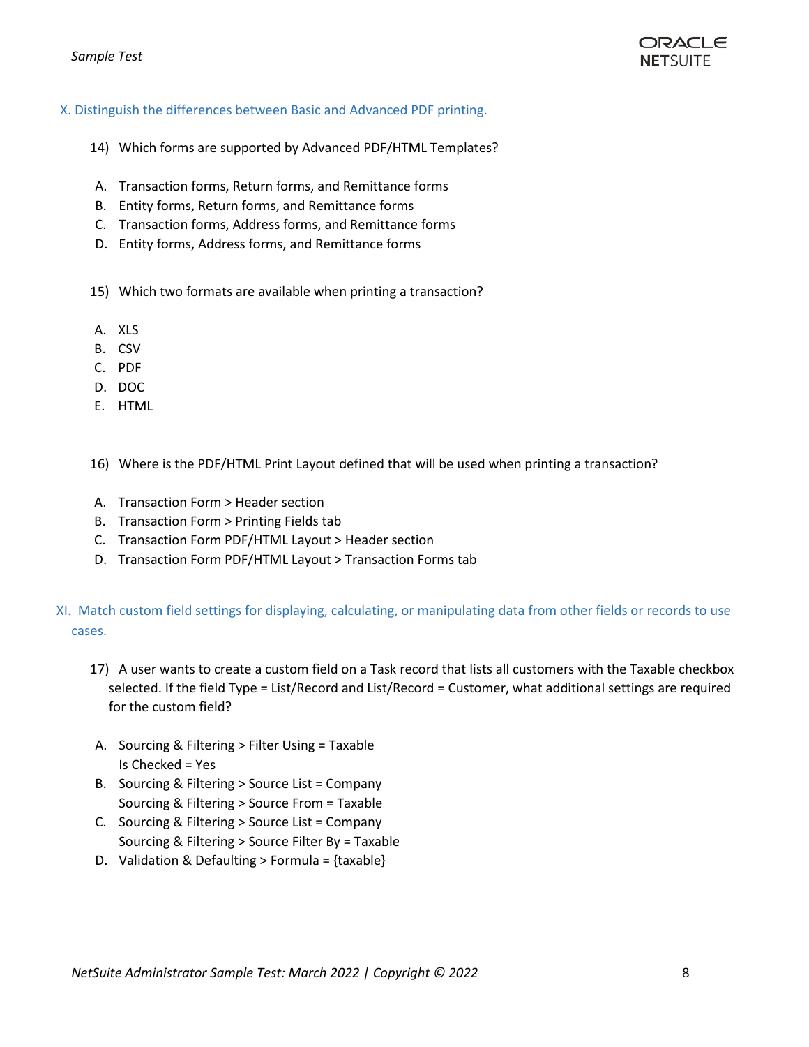## X. Distinguish the differences between Basic and Advanced PDF printing.

14) Which forms are supported by Advanced PDF/HTML Templates?

A. Transaction forms, Return forms, and Remittance forms
B. Entity forms, Return forms, and Remittance forms
C. Transaction forms, Address forms, and Remittance forms
D. Entity forms, Address forms, and Remittance forms

15) Which two formats are available when printing a transaction?

A. XLS
B. CSV
C. PDF
D. DOC
E. HTML

16) Where is the PDF/HTML Print Layout defined that will be used when printing a transaction?

A. Transaction Form > Header section
B. Transaction Form > Printing Fields tab
C. Transaction Form PDF/HTML Layout > Header section
D. Transaction Form PDF/HTML Layout > Transaction Forms tab

## XI. Match custom field settings for displaying, calculating, or manipulating data from other fields or records to use cases.

17) A user wants to create a custom field on a Task record that lists all customers with the Taxable checkbox selected. If the field Type = List/Record and List/Record = Customer, what additional settings are required for the custom field?

A. Sourcing & Filtering > Filter Using = Taxable
   Is Checked = Yes
B. Sourcing & Filtering > Source List = Company
   Sourcing & Filtering > Source From = Taxable
C. Sourcing & Filtering > Source List = Company
   Sourcing & Filtering > Source Filter By = Taxable
D. Validation & Defaulting > Formula = {taxable}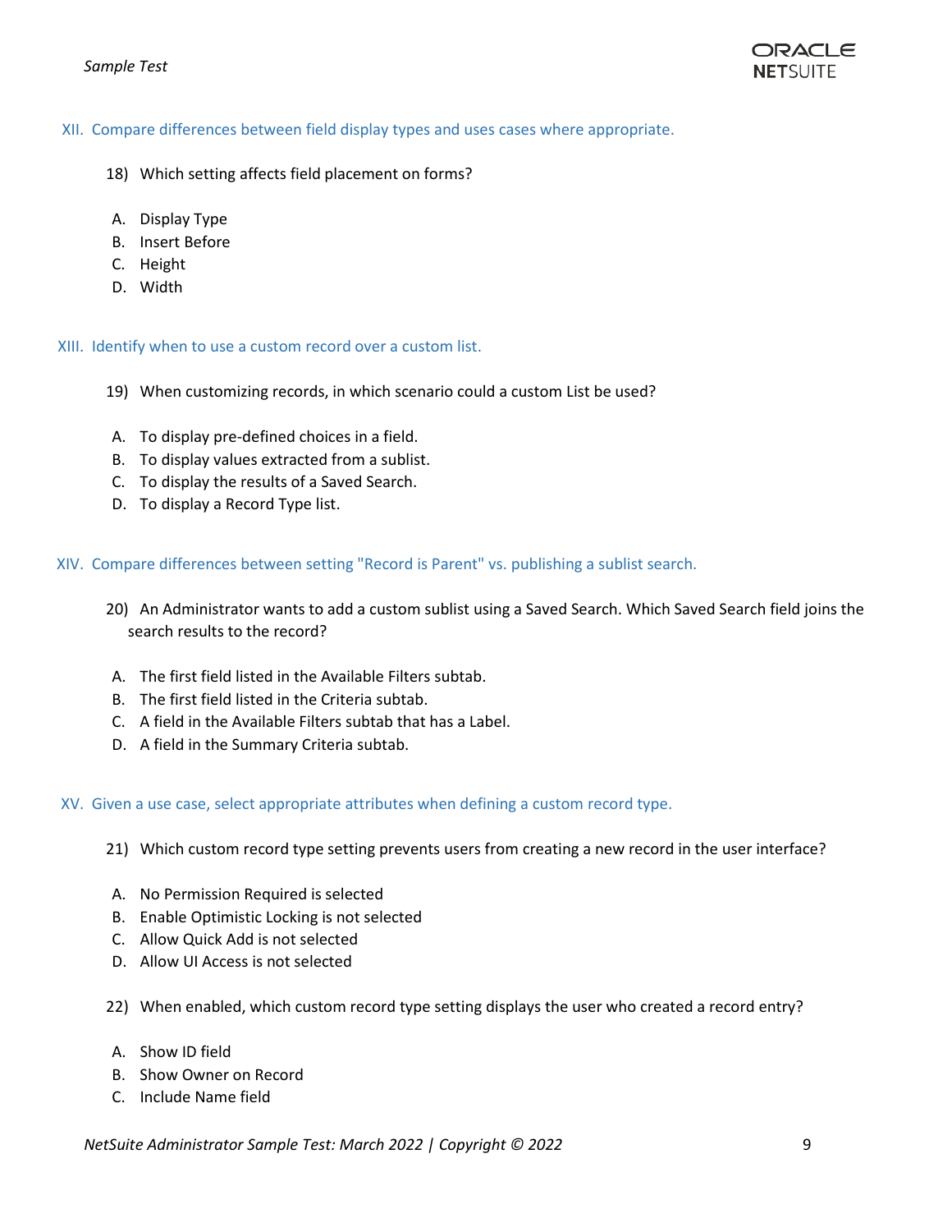## XII. Compare differences between field display types and uses cases where appropriate.

18) Which setting affects field placement on forms?

A. Display Type
B. Insert Before
C. Height
D. Width

## XIII. Identify when to use a custom record over a custom list.

19) When customizing records, in which scenario could a custom List be used?

A. To display pre-defined choices in a field.
B. To display values extracted from a sublist.
C. To display the results of a Saved Search.
D. To display a Record Type list.

## XIV. Compare differences between setting "Record is Parent" vs. publishing a sublist search.

20) An Administrator wants to add a custom sublist using a Saved Search. Which Saved Search field joins the search results to the record?

A. The first field listed in the Available Filters subtab.
B. The first field listed in the Criteria subtab.
C. A field in the Available Filters subtab that has a Label.
D. A field in the Summary Criteria subtab.

## XV. Given a use case, select appropriate attributes when defining a custom record type.

21) Which custom record type setting prevents users from creating a new record in the user interface?

A. No Permission Required is selected
B. Enable Optimistic Locking is not selected
C. Allow Quick Add is not selected
D. Allow UI Access is not selected

22) When enabled, which custom record type setting displays the user who created a record entry?

A. Show ID field
B. Show Owner on Record
C. Include Name field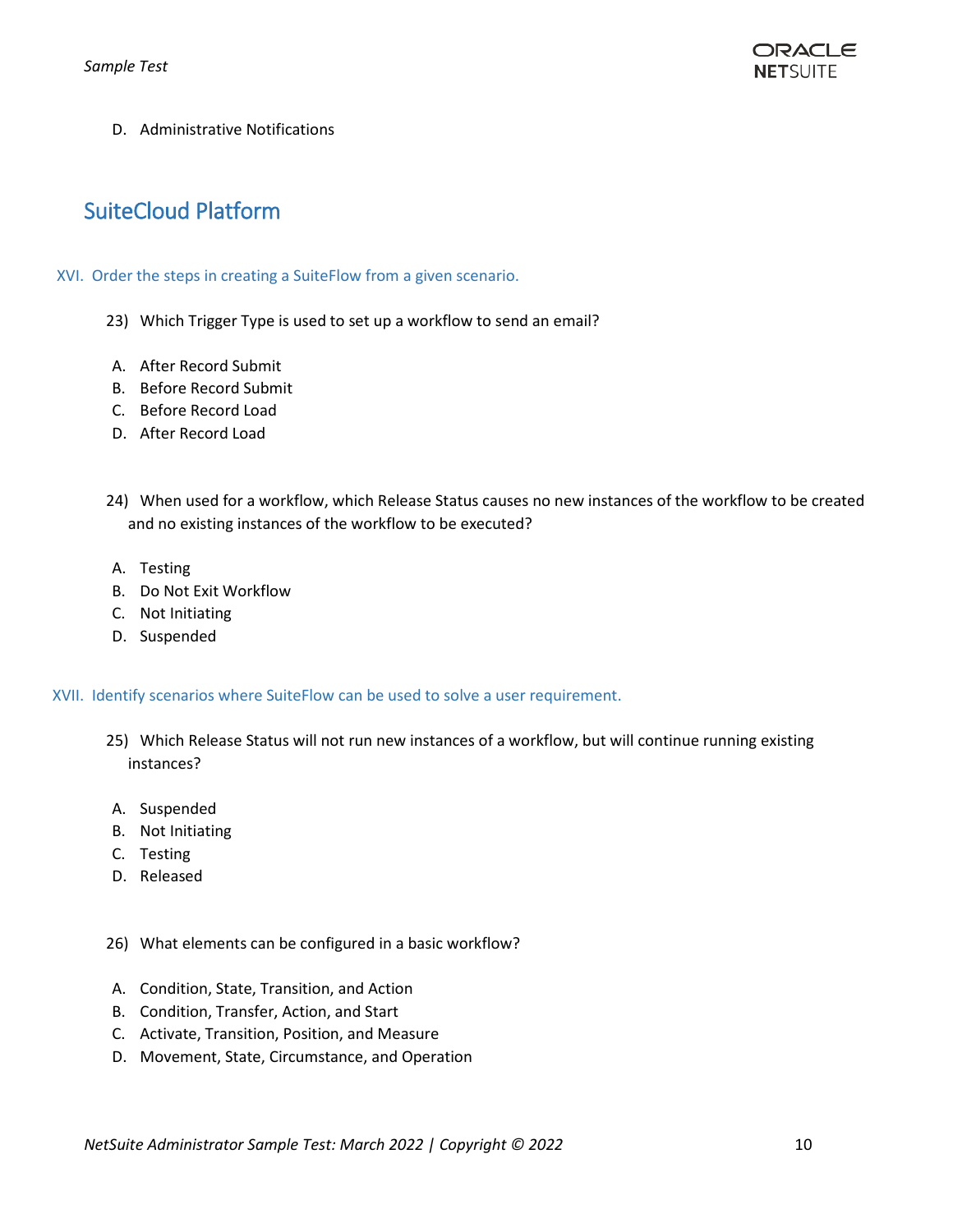D. Administrative Notifications

## SuiteCloud Platform

### XVI. Order the steps in creating a SuiteFlow from a given scenario.

23) Which Trigger Type is used to set up a workflow to send an email?

A. After Record Submit
B. Before Record Submit
C. Before Record Load
D. After Record Load

24) When used for a workflow, which Release Status causes no new instances of the workflow to be created and no existing instances of the workflow to be executed?

A. Testing
B. Do Not Exit Workflow
C. Not Initiating
D. Suspended

### XVII. Identify scenarios where SuiteFlow can be used to solve a user requirement.

25) Which Release Status will not run new instances of a workflow, but will continue running existing instances?

A. Suspended
B. Not Initiating
C. Testing
D. Released

26) What elements can be configured in a basic workflow?

A. Condition, State, Transition, and Action
B. Condition, Transfer, Action, and Start
C. Activate, Transition, Position, and Measure
D. Movement, State, Circumstance, and Operation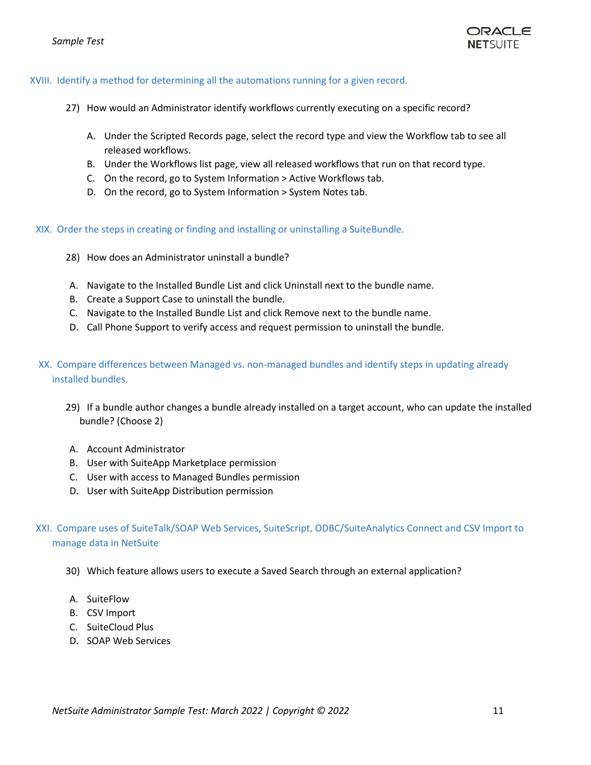XVIII. Identify a method for determining all the automations running for a given record.

27) How would an Administrator identify workflows currently executing on a specific record?

A. Under the Scripted Records page, select the record type and view the Workflow tab to see all released workflows.
B. Under the Workflows list page, view all released workflows that run on that record type.
C. On the record, go to System Information > Active Workflows tab.
D. On the record, go to System Information > System Notes tab.

XIX. Order the steps in creating or finding and installing or uninstalling a SuiteBundle.

28) How does an Administrator uninstall a bundle?

A. Navigate to the Installed Bundle List and click Uninstall next to the bundle name.
B. Create a Support Case to uninstall the bundle.
C. Navigate to the Installed Bundle List and click Remove next to the bundle name.
D. Call Phone Support to verify access and request permission to uninstall the bundle.

XX. Compare differences between Managed vs. non-managed bundles and identify steps in updating already installed bundles.

29) If a bundle author changes a bundle already installed on a target account, who can update the installed bundle? (Choose 2)

A. Account Administrator
B. User with SuiteApp Marketplace permission
C. User with access to Managed Bundles permission
D. User with SuiteApp Distribution permission

XXI. Compare uses of SuiteTalk/SOAP Web Services, SuiteScript, ODBC/SuiteAnalytics Connect and CSV Import to manage data in NetSuite

30) Which feature allows users to execute a Saved Search through an external application?

A. SuiteFlow
B. CSV Import
C. SuiteCloud Plus
D. SOAP Web Services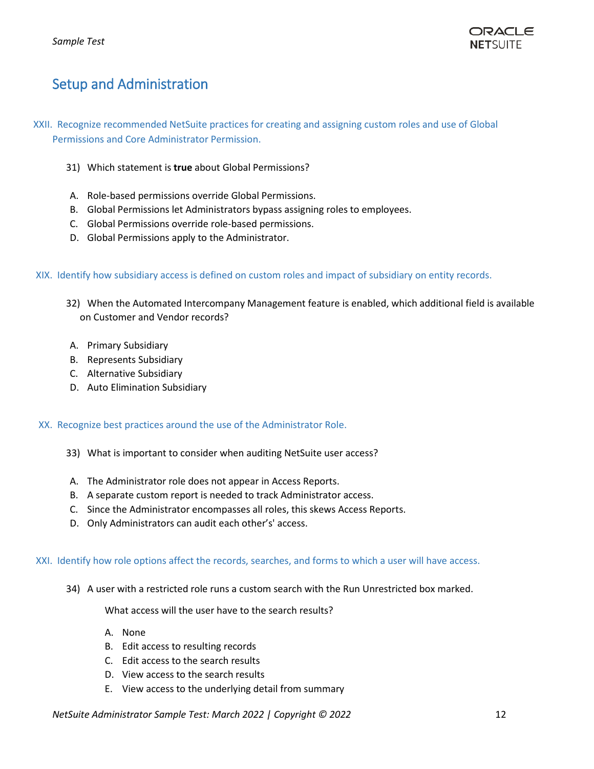## Setup and Administration

XXII. Recognize recommended NetSuite practices for creating and assigning custom roles and use of Global Permissions and Core Administrator Permission.

31) Which statement is **true** about Global Permissions?

A. Role-based permissions override Global Permissions.
B. Global Permissions let Administrators bypass assigning roles to employees.
C. Global Permissions override role-based permissions.
D. Global Permissions apply to the Administrator.

XIX. Identify how subsidiary access is defined on custom roles and impact of subsidiary on entity records.

32) When the Automated Intercompany Management feature is enabled, which additional field is available on Customer and Vendor records?

A. Primary Subsidiary
B. Represents Subsidiary
C. Alternative Subsidiary
D. Auto Elimination Subsidiary

XX. Recognize best practices around the use of the Administrator Role.

33) What is important to consider when auditing NetSuite user access?

A. The Administrator role does not appear in Access Reports.
B. A separate custom report is needed to track Administrator access.
C. Since the Administrator encompasses all roles, this skews Access Reports.
D. Only Administrators can audit each other's' access.

XXI. Identify how role options affect the records, searches, and forms to which a user will have access.

34) A user with a restricted role runs a custom search with the Run Unrestricted box marked.

What access will the user have to the search results?

A. None
B. Edit access to resulting records
C. Edit access to the search results
D. View access to the search results
E. View access to the underlying detail from summary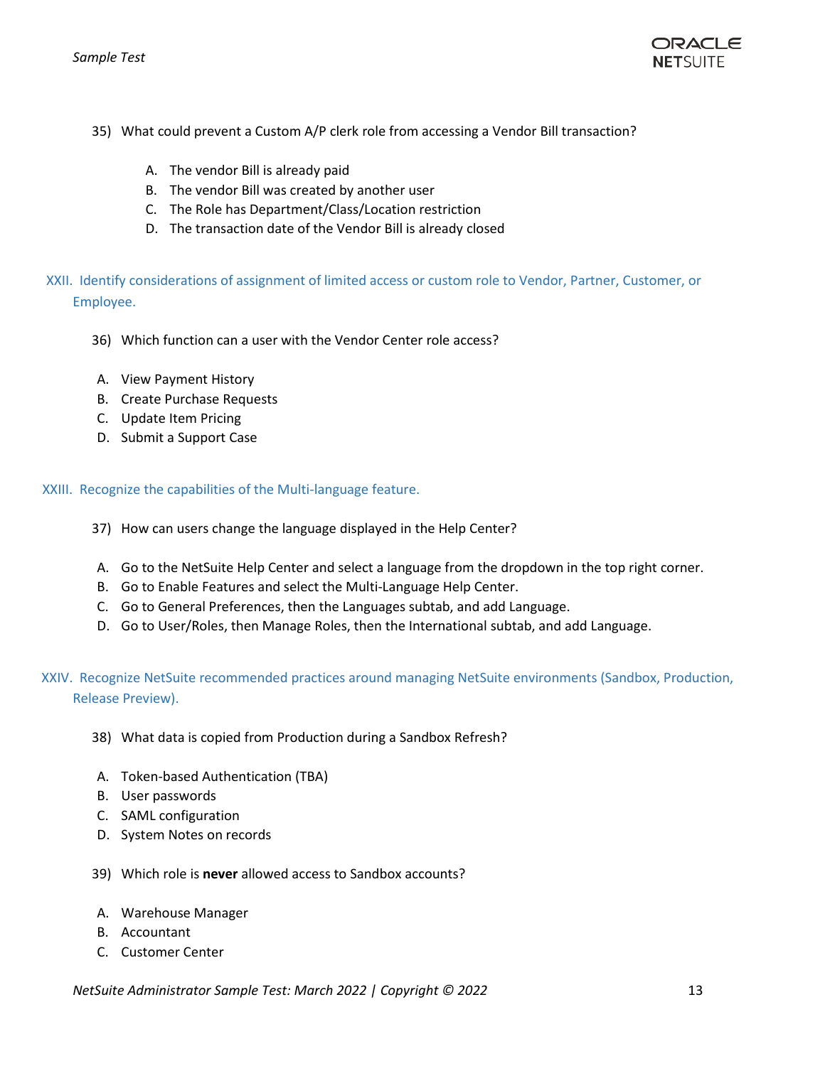35) What could prevent a Custom A/P clerk role from accessing a Vendor Bill transaction?

   A. The vendor Bill is already paid
   B. The vendor Bill was created by another user
   C. The Role has Department/Class/Location restriction
   D. The transaction date of the Vendor Bill is already closed

## XXII. Identify considerations of assignment of limited access or custom role to Vendor, Partner, Customer, or Employee.

36) Which function can a user with the Vendor Center role access?

   A. View Payment History
   B. Create Purchase Requests
   C. Update Item Pricing
   D. Submit a Support Case

## XXIII. Recognize the capabilities of the Multi-language feature.

37) How can users change the language displayed in the Help Center?

   A. Go to the NetSuite Help Center and select a language from the dropdown in the top right corner.
   B. Go to Enable Features and select the Multi-Language Help Center.
   C. Go to General Preferences, then the Languages subtab, and add Language.
   D. Go to User/Roles, then Manage Roles, then the International subtab, and add Language.

## XXIV. Recognize NetSuite recommended practices around managing NetSuite environments (Sandbox, Production, Release Preview).

38) What data is copied from Production during a Sandbox Refresh?

   A. Token-based Authentication (TBA)
   B. User passwords
   C. SAML configuration
   D. System Notes on records

39) Which role is **never** allowed access to Sandbox accounts?

   A. Warehouse Manager
   B. Accountant
   C. Customer Center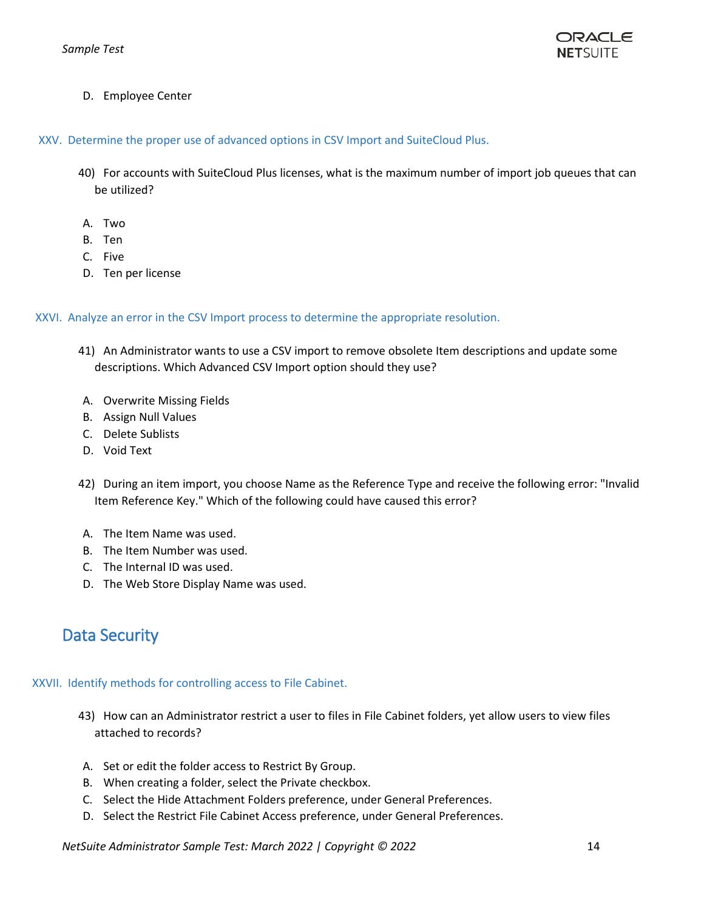D. Employee Center

### XXV. Determine the proper use of advanced options in CSV Import and SuiteCloud Plus.

40) For accounts with SuiteCloud Plus licenses, what is the maximum number of import job queues that can be utilized?

A. Two
B. Ten
C. Five
D. Ten per license

### XXVI. Analyze an error in the CSV Import process to determine the appropriate resolution.

41) An Administrator wants to use a CSV import to remove obsolete Item descriptions and update some descriptions. Which Advanced CSV Import option should they use?

A. Overwrite Missing Fields
B. Assign Null Values
C. Delete Sublists
D. Void Text

42) During an item import, you choose Name as the Reference Type and receive the following error: "Invalid Item Reference Key." Which of the following could have caused this error?

A. The Item Name was used.
B. The Item Number was used.
C. The Internal ID was used.
D. The Web Store Display Name was used.

## Data Security

### XXVII. Identify methods for controlling access to File Cabinet.

43) How can an Administrator restrict a user to files in File Cabinet folders, yet allow users to view files attached to records?

A. Set or edit the folder access to Restrict By Group.
B. When creating a folder, select the Private checkbox.
C. Select the Hide Attachment Folders preference, under General Preferences.
D. Select the Restrict File Cabinet Access preference, under General Preferences.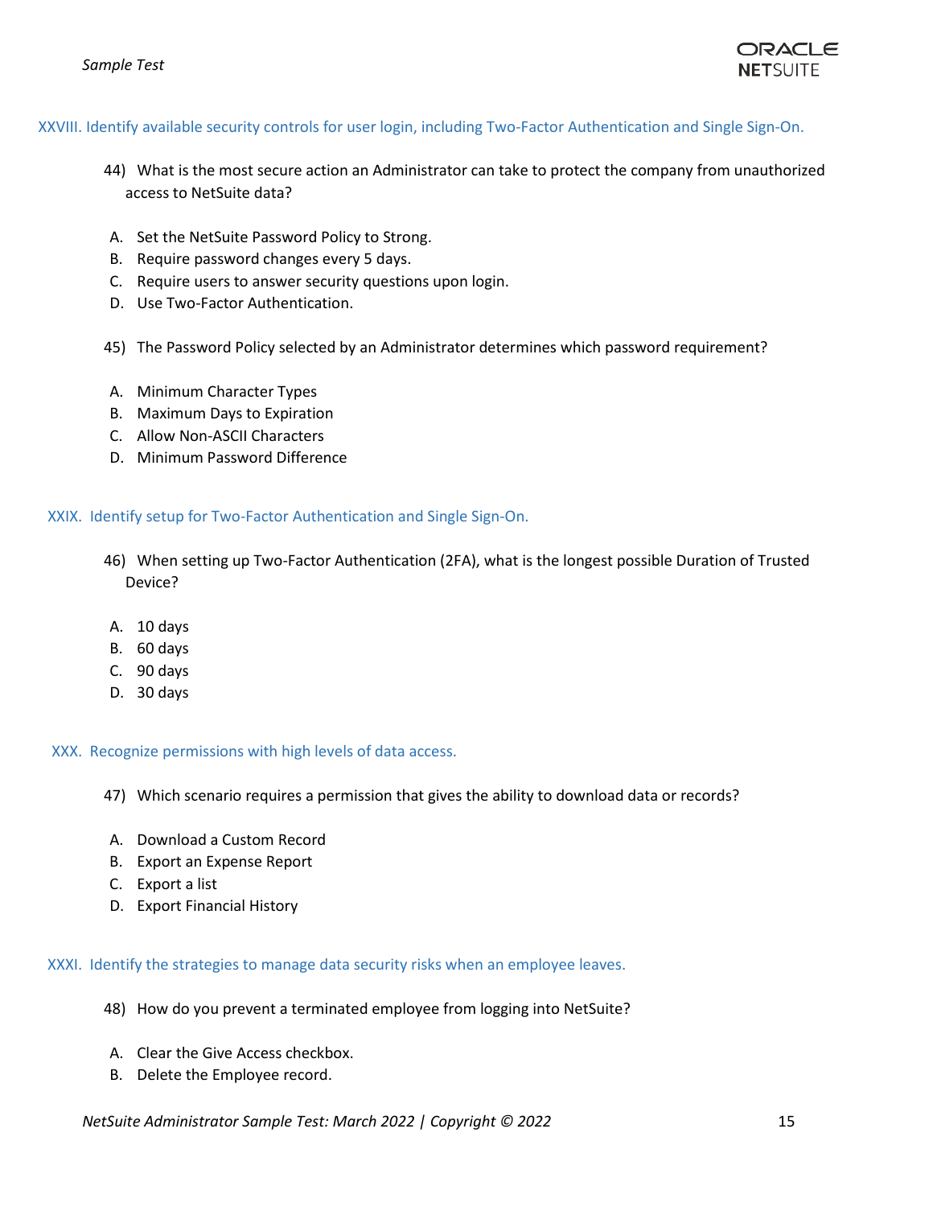## XXVIII. Identify available security controls for user login, including Two-Factor Authentication and Single Sign-On.

44) What is the most secure action an Administrator can take to protect the company from unauthorized access to NetSuite data?

A. Set the NetSuite Password Policy to Strong.
B. Require password changes every 5 days.
C. Require users to answer security questions upon login.
D. Use Two-Factor Authentication.

45) The Password Policy selected by an Administrator determines which password requirement?

A. Minimum Character Types
B. Maximum Days to Expiration
C. Allow Non-ASCII Characters
D. Minimum Password Difference

## XXIX. Identify setup for Two-Factor Authentication and Single Sign-On.

46) When setting up Two-Factor Authentication (2FA), what is the longest possible Duration of Trusted Device?

A. 10 days
B. 60 days
C. 90 days
D. 30 days

## XXX. Recognize permissions with high levels of data access.

47) Which scenario requires a permission that gives the ability to download data or records?

A. Download a Custom Record
B. Export an Expense Report
C. Export a list
D. Export Financial History

## XXXI. Identify the strategies to manage data security risks when an employee leaves.

48) How do you prevent a terminated employee from logging into NetSuite?

A. Clear the Give Access checkbox.
B. Delete the Employee record.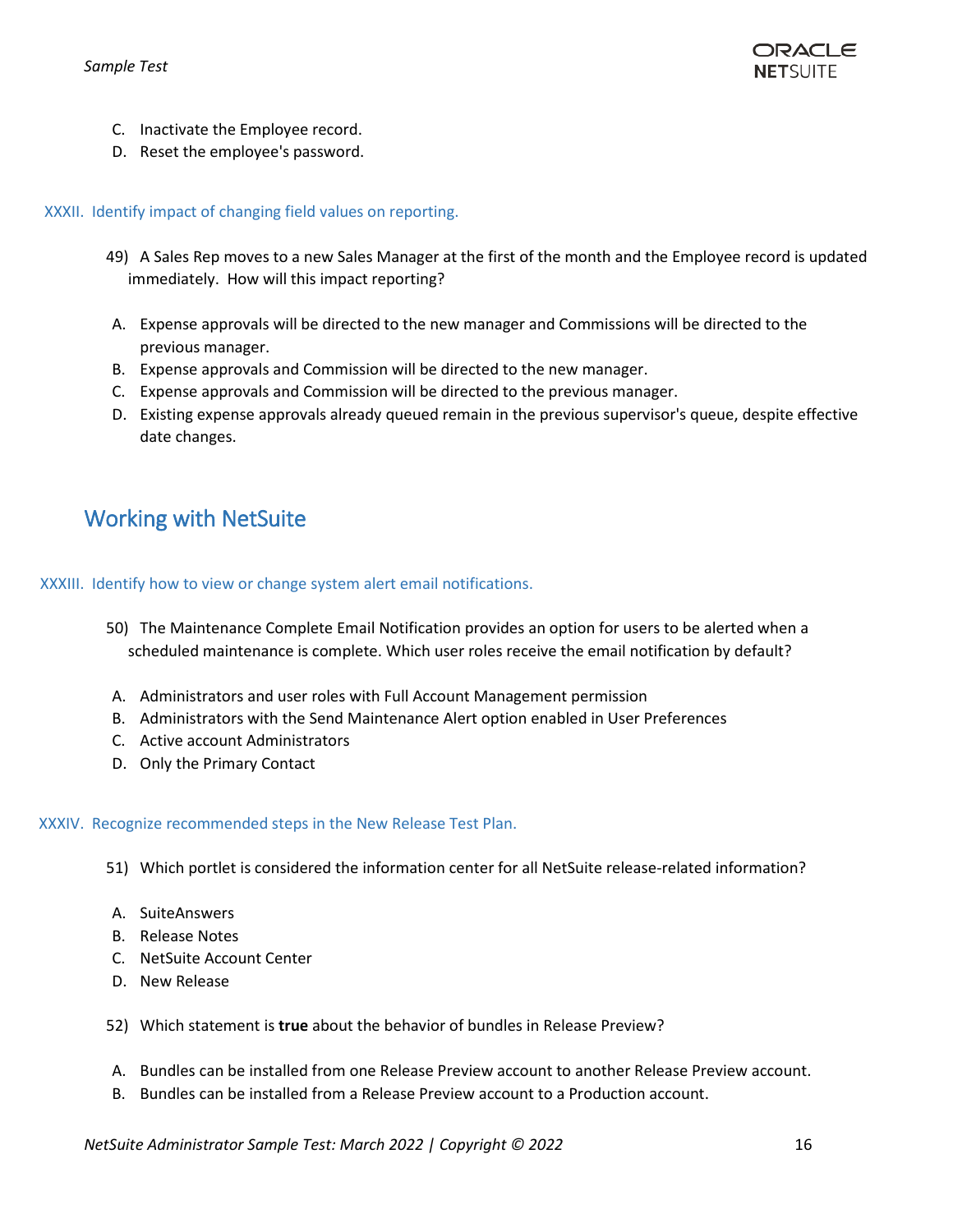C. Inactivate the Employee record.
D. Reset the employee's password.

### XXXII. Identify impact of changing field values on reporting.

49) A Sales Rep moves to a new Sales Manager at the first of the month and the Employee record is updated immediately. How will this impact reporting?

A. Expense approvals will be directed to the new manager and Commissions will be directed to the previous manager.
B. Expense approvals and Commission will be directed to the new manager.
C. Expense approvals and Commission will be directed to the previous manager.
D. Existing expense approvals already queued remain in the previous supervisor's queue, despite effective date changes.

## Working with NetSuite

### XXXIII. Identify how to view or change system alert email notifications.

50) The Maintenance Complete Email Notification provides an option for users to be alerted when a scheduled maintenance is complete. Which user roles receive the email notification by default?

A. Administrators and user roles with Full Account Management permission
B. Administrators with the Send Maintenance Alert option enabled in User Preferences
C. Active account Administrators
D. Only the Primary Contact

### XXXIV. Recognize recommended steps in the New Release Test Plan.

51) Which portlet is considered the information center for all NetSuite release-related information?

A. SuiteAnswers
B. Release Notes
C. NetSuite Account Center
D. New Release

52) Which statement is **true** about the behavior of bundles in Release Preview?

A. Bundles can be installed from one Release Preview account to another Release Preview account.
B. Bundles can be installed from a Release Preview account to a Production account.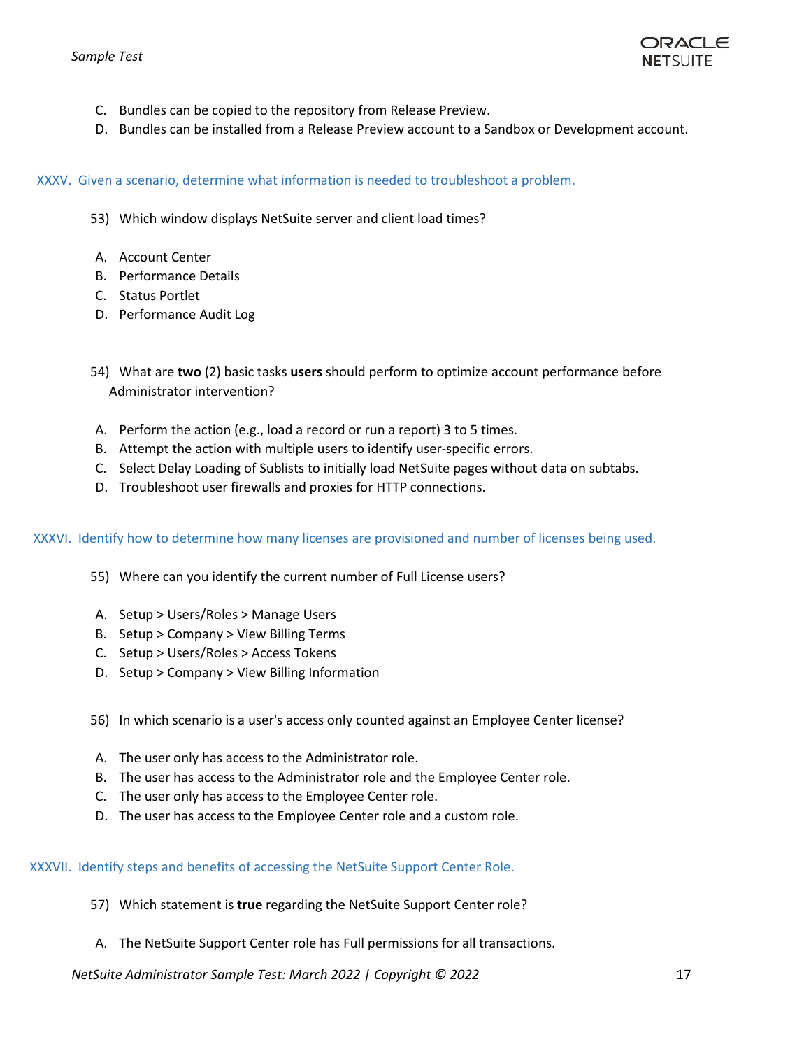C. Bundles can be copied to the repository from Release Preview.
D. Bundles can be installed from a Release Preview account to a Sandbox or Development account.

## XXXV. Given a scenario, determine what information is needed to troubleshoot a problem.

53) Which window displays NetSuite server and client load times?

A. Account Center
B. Performance Details
C. Status Portlet
D. Performance Audit Log

54) What are **two** (2) basic tasks **users** should perform to optimize account performance before Administrator intervention?

A. Perform the action (e.g., load a record or run a report) 3 to 5 times.
B. Attempt the action with multiple users to identify user-specific errors.
C. Select Delay Loading of Sublists to initially load NetSuite pages without data on subtabs.
D. Troubleshoot user firewalls and proxies for HTTP connections.

## XXXVI. Identify how to determine how many licenses are provisioned and number of licenses being used.

55) Where can you identify the current number of Full License users?

A. Setup > Users/Roles > Manage Users
B. Setup > Company > View Billing Terms
C. Setup > Users/Roles > Access Tokens
D. Setup > Company > View Billing Information

56) In which scenario is a user's access only counted against an Employee Center license?

A. The user only has access to the Administrator role.
B. The user has access to the Administrator role and the Employee Center role.
C. The user only has access to the Employee Center role.
D. The user has access to the Employee Center role and a custom role.

## XXXVII. Identify steps and benefits of accessing the NetSuite Support Center Role.

57) Which statement is **true** regarding the NetSuite Support Center role?

A. The NetSuite Support Center role has Full permissions for all transactions.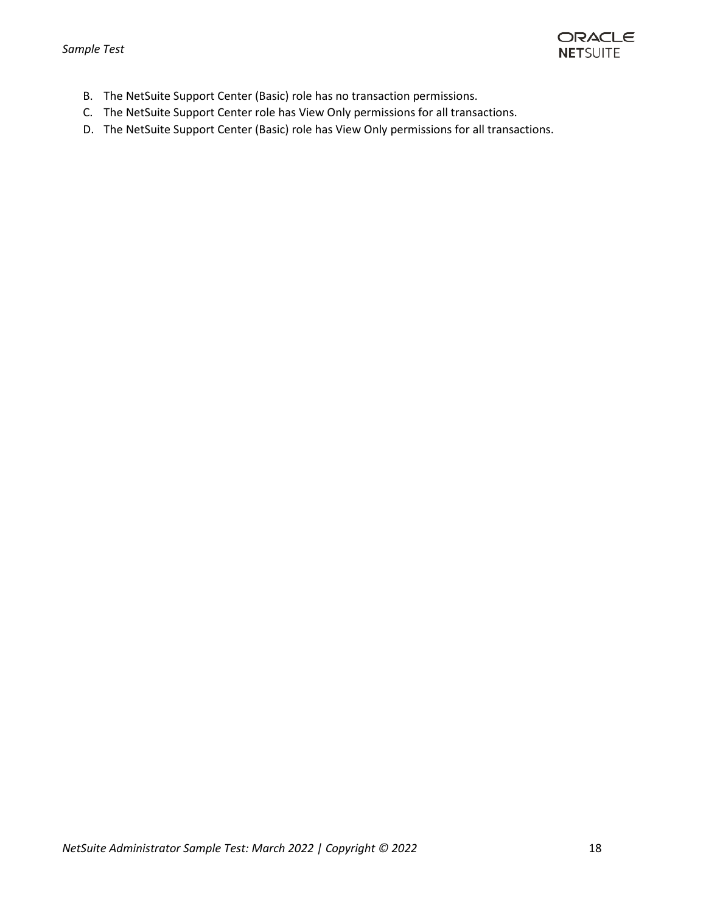B. The NetSuite Support Center (Basic) role has no transaction permissions.
C. The NetSuite Support Center role has View Only permissions for all transactions.
D. The NetSuite Support Center (Basic) role has View Only permissions for all transactions.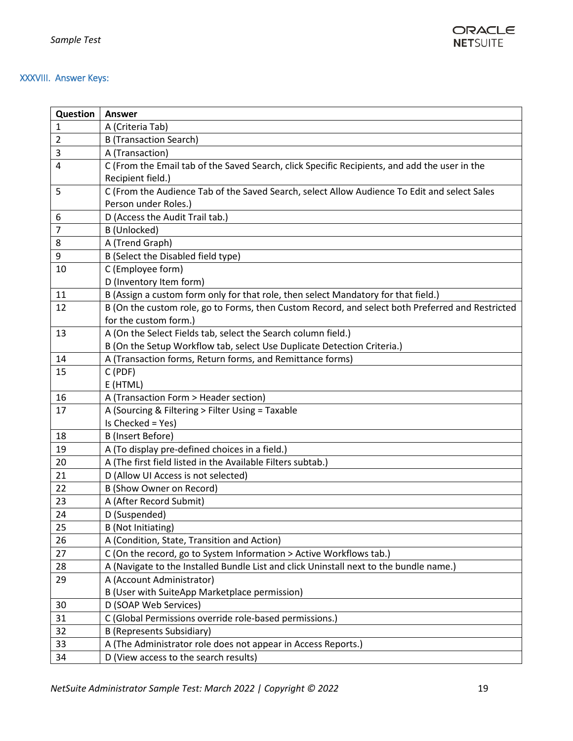## XXXVIII. Answer Keys:

| Question | Answer |
|---|---|
| 1 | A (Criteria Tab) |
| 2 | B (Transaction Search) |
| 3 | A (Transaction) |
| 4 | C (From the Email tab of the Saved Search, click Specific Recipients, and add the user in the Recipient field.) |
| 5 | C (From the Audience Tab of the Saved Search, select Allow Audience To Edit and select Sales Person under Roles.) |
| 6 | D (Access the Audit Trail tab.) |
| 7 | B (Unlocked) |
| 8 | A (Trend Graph) |
| 9 | B (Select the Disabled field type) |
| 10 | C (Employee form)<br>D (Inventory Item form) |
| 11 | B (Assign a custom form only for that role, then select Mandatory for that field.) |
| 12 | B (On the custom role, go to Forms, then Custom Record, and select both Preferred and Restricted for the custom form.) |
| 13 | A (On the Select Fields tab, select the Search column field.)<br>B (On the Setup Workflow tab, select Use Duplicate Detection Criteria.) |
| 14 | A (Transaction forms, Return forms, and Remittance forms) |
| 15 | C (PDF)<br>E (HTML) |
| 16 | A (Transaction Form > Header section) |
| 17 | A (Sourcing & Filtering > Filter Using = Taxable<br>Is Checked = Yes) |
| 18 | B (Insert Before) |
| 19 | A (To display pre-defined choices in a field.) |
| 20 | A (The first field listed in the Available Filters subtab.) |
| 21 | D (Allow UI Access is not selected) |
| 22 | B (Show Owner on Record) |
| 23 | A (After Record Submit) |
| 24 | D (Suspended) |
| 25 | B (Not Initiating) |
| 26 | A (Condition, State, Transition and Action) |
| 27 | C (On the record, go to System Information > Active Workflows tab.) |
| 28 | A (Navigate to the Installed Bundle List and click Uninstall next to the bundle name.) |
| 29 | A (Account Administrator)<br>B (User with SuiteApp Marketplace permission) |
| 30 | D (SOAP Web Services) |
| 31 | C (Global Permissions override role-based permissions.) |
| 32 | B (Represents Subsidiary) |
| 33 | A (The Administrator role does not appear in Access Reports.) |
| 34 | D (View access to the search results) |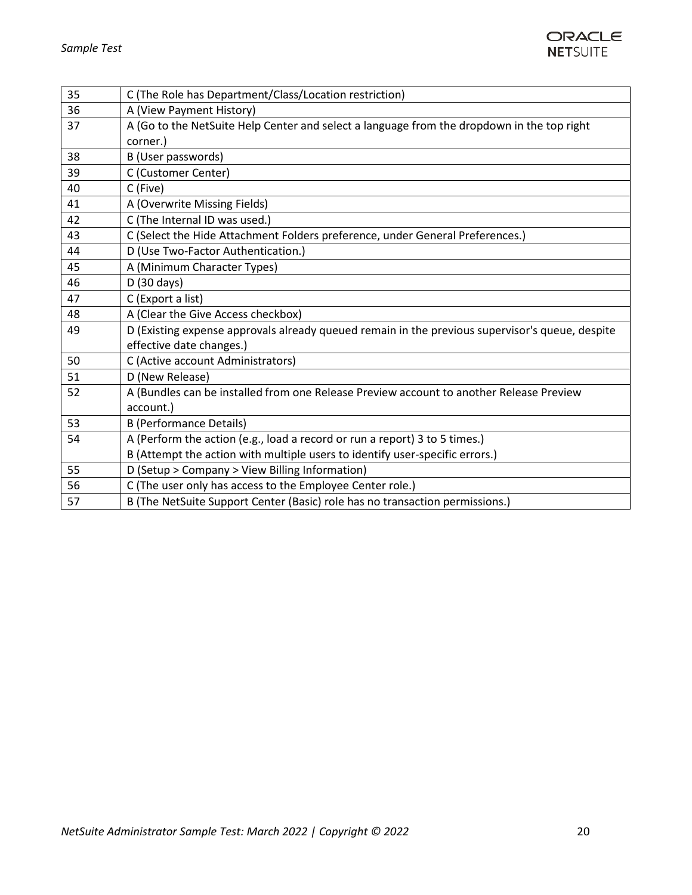| | |
|---|---|
| 35 | C (The Role has Department/Class/Location restriction) |
| 36 | A (View Payment History) |
| 37 | A (Go to the NetSuite Help Center and select a language from the dropdown in the top right corner.) |
| 38 | B (User passwords) |
| 39 | C (Customer Center) |
| 40 | C (Five) |
| 41 | A (Overwrite Missing Fields) |
| 42 | C (The Internal ID was used.) |
| 43 | C (Select the Hide Attachment Folders preference, under General Preferences.) |
| 44 | D (Use Two-Factor Authentication.) |
| 45 | A (Minimum Character Types) |
| 46 | D (30 days) |
| 47 | C (Export a list) |
| 48 | A (Clear the Give Access checkbox) |
| 49 | D (Existing expense approvals already queued remain in the previous supervisor's queue, despite effective date changes.) |
| 50 | C (Active account Administrators) |
| 51 | D (New Release) |
| 52 | A (Bundles can be installed from one Release Preview account to another Release Preview account.) |
| 53 | B (Performance Details) |
| 54 | A (Perform the action (e.g., load a record or run a report) 3 to 5 times.)<br>B (Attempt the action with multiple users to identify user-specific errors.) |
| 55 | D (Setup > Company > View Billing Information) |
| 56 | C (The user only has access to the Employee Center role.) |
| 57 | B (The NetSuite Support Center (Basic) role has no transaction permissions.) |